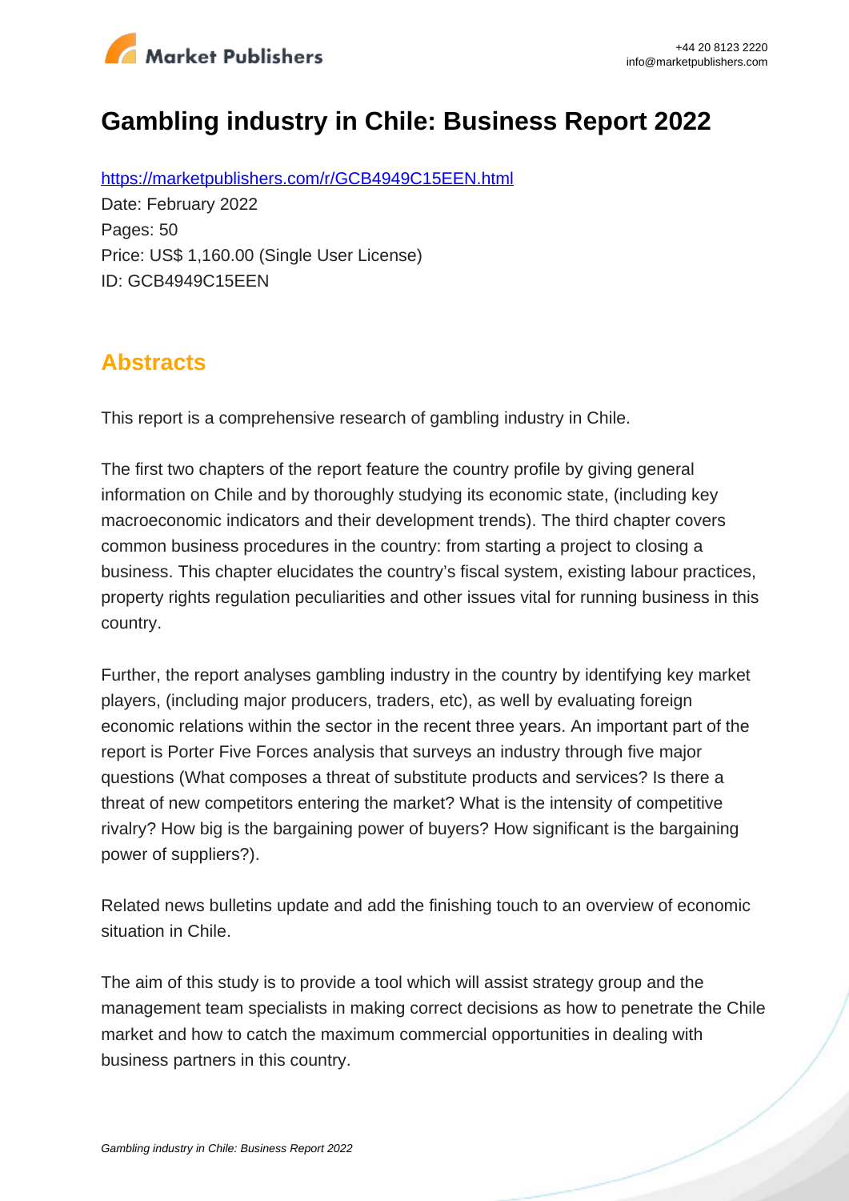# Gambling industry in Chile: Business Report 2022

https://marketpublishers.com/r/GCB4949C15EEN.html

Date: February 2022

Pages: 50

Price: US$ 1,160.00 (Single User License)

ID: GCB4949C15EEN

## Abstracts

This report is a comprehensive research of gambling industry in Chile.

The first two chapters of the report feature the country profile by giving general information on Chile and by thoroughly studying its economic state, (including key macroeconomic indicators and their development trends). The third chapter covers common business procedures in the country: from starting a project to closing a business. This chapter elucidates the country's fiscal system, existing labour practices, property rights regulation peculiarities and other issues vital for running business in this country.

Further, the report analyses gambling industry in the country by identifying key market players, (including major producers, traders, etc), as well by evaluating foreign economic relations within the sector in the recent three years. An important part of the report is Porter Five Forces analysis that surveys an industry through five major questions (What composes a threat of substitute products and services? Is there a threat of new competitors entering the market? What is the intensity of competitive rivalry? How big is the bargaining power of buyers? How significant is the bargaining power of suppliers?).

Related news bulletins update and add the finishing touch to an overview of economic situation in Chile.

The aim of this study is to provide a tool which will assist strategy group and the management team specialists in making correct decisions as how to penetrate the Chile market and how to catch the maximum commercial opportunities in dealing with business partners in this country.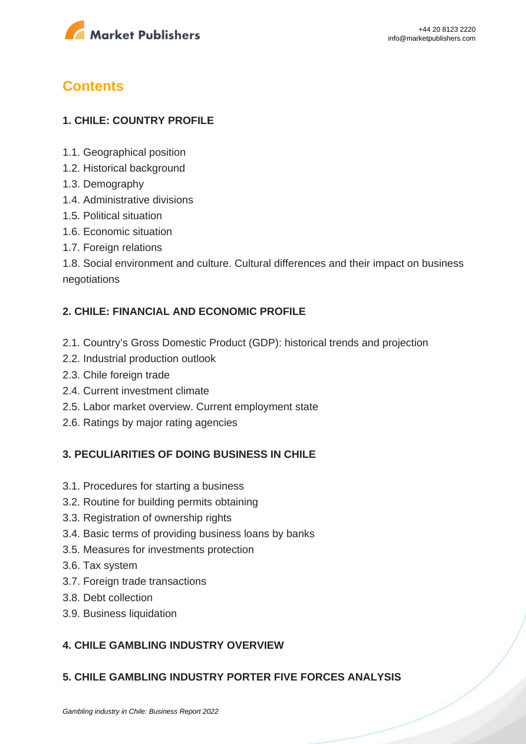# Contents

## 1. CHILE: COUNTRY PROFILE

1.1. Geographical position
1.2. Historical background
1.3. Demography
1.4. Administrative divisions
1.5. Political situation
1.6. Economic situation
1.7. Foreign relations
1.8. Social environment and culture. Cultural differences and their impact on business negotiations

## 2. CHILE: FINANCIAL AND ECONOMIC PROFILE

2.1. Country's Gross Domestic Product (GDP): historical trends and projection
2.2. Industrial production outlook
2.3. Chile foreign trade
2.4. Current investment climate
2.5. Labor market overview. Current employment state
2.6. Ratings by major rating agencies

## 3. PECULIARITIES OF DOING BUSINESS IN CHILE

3.1. Procedures for starting a business
3.2. Routine for building permits obtaining
3.3. Registration of ownership rights
3.4. Basic terms of providing business loans by banks
3.5. Measures for investments protection
3.6. Tax system
3.7. Foreign trade transactions
3.8. Debt collection
3.9. Business liquidation

## 4. CHILE GAMBLING INDUSTRY OVERVIEW

## 5. CHILE GAMBLING INDUSTRY PORTER FIVE FORCES ANALYSIS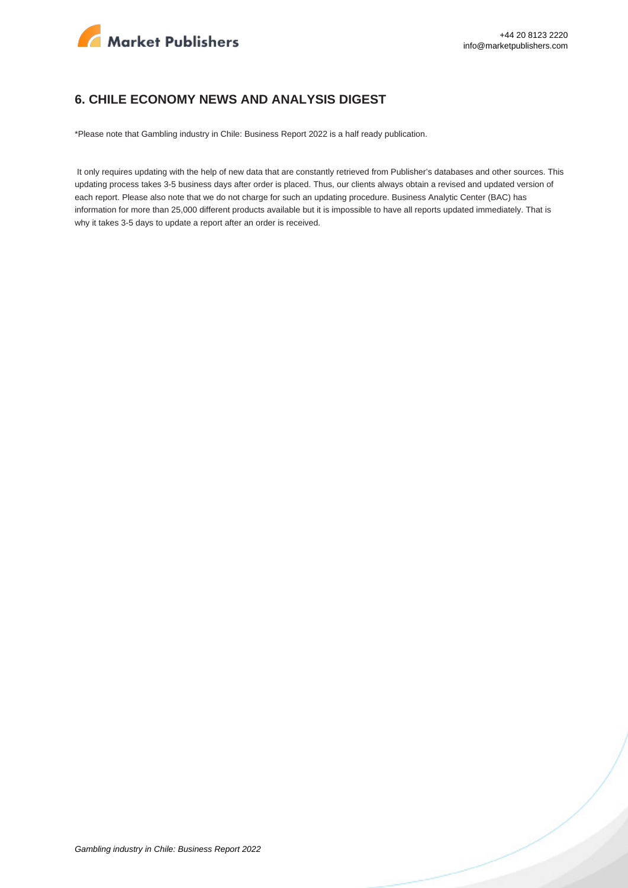## 6. CHILE ECONOMY NEWS AND ANALYSIS DIGEST

*Please note that Gambling industry in Chile: Business Report 2022 is a half ready publication.

It only requires updating with the help of new data that are constantly retrieved from Publisher's databases and other sources. This updating process takes 3-5 business days after order is placed. Thus, our clients always obtain a revised and updated version of each report. Please also note that we do not charge for such an updating procedure. Business Analytic Center (BAC) has information for more than 25,000 different products available but it is impossible to have all reports updated immediately. That is why it takes 3-5 days to update a report after an order is received.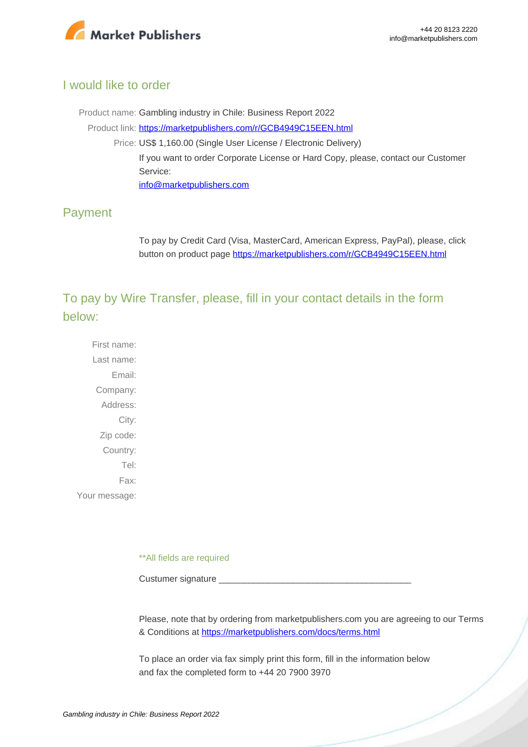## I would like to order

Product name: Gambling industry in Chile: Business Report 2022

Product link: [https://marketpublishers.com/r/GCB4949C15EEN.html](https://marketpublishers.com/r/GCB4949C15EEN.html)

Price: US$ 1,160.00 (Single User License / Electronic Delivery)

If you want to order Corporate License or Hard Copy, please, contact our Customer Service:

[info@marketpublishers.com](mailto:info@marketpublishers.com)

## Payment

To pay by Credit Card (Visa, MasterCard, American Express, PayPal), please, click button on product page [https://marketpublishers.com/r/GCB4949C15EEN.html](https://marketpublishers.com/r/GCB4949C15EEN.html)

## To pay by Wire Transfer, please, fill in your contact details in the form below:

First name:

Last name:

Email:

Company:

Address:

City:

Zip code:

Country:

Tel:

Fax:

Your message:

**All fields are required

Custumer signature _______________________________________

Please, note that by ordering from marketpublishers.com you are agreeing to our Terms & Conditions at [https://marketpublishers.com/docs/terms.html](https://marketpublishers.com/docs/terms.html)

To place an order via fax simply print this form, fill in the information below and fax the completed form to +44 20 7900 3970